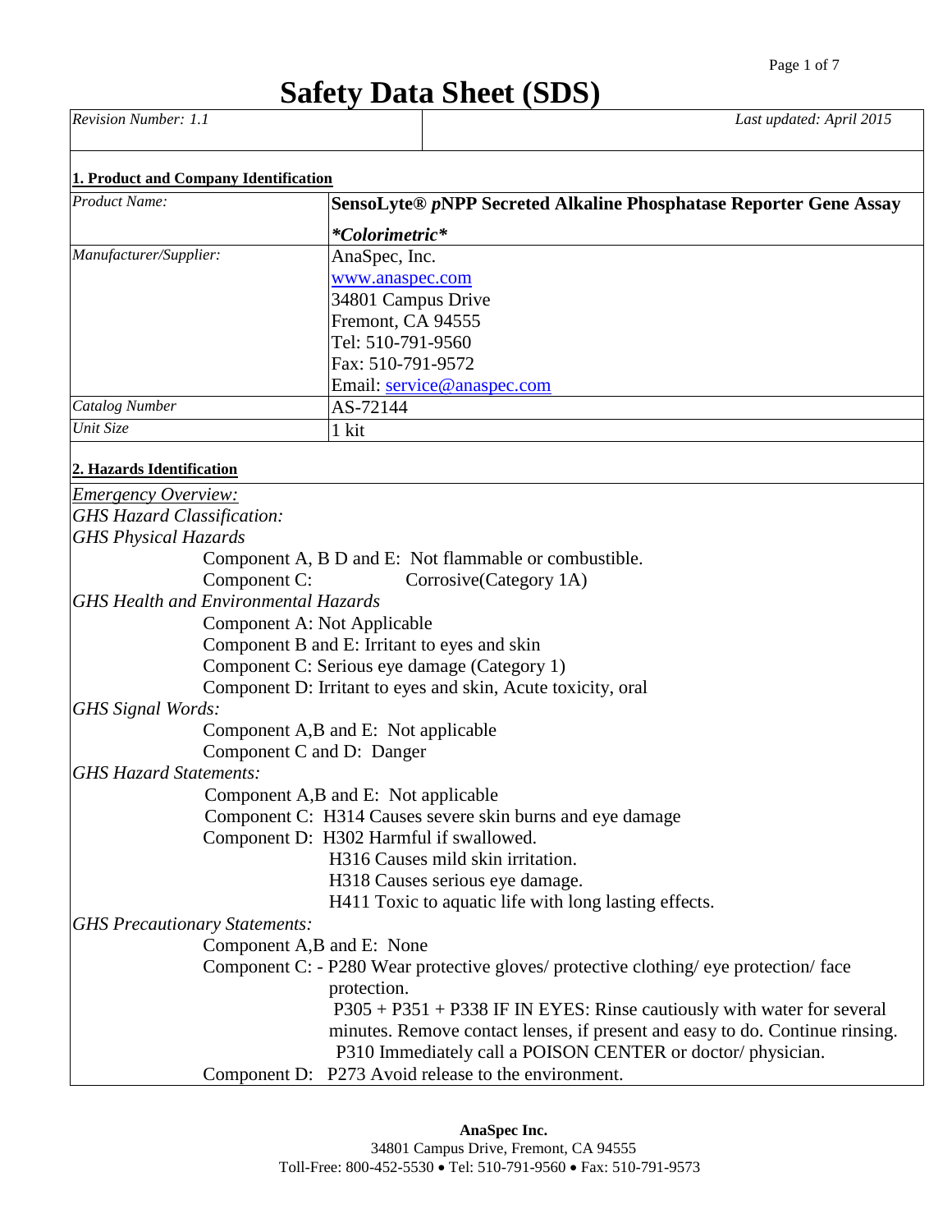# Safety Data Sheet (SDS)

| *Revision Number: 1.1* | *Last updated: April 2015* |
|---|---|

## 1. Product and Company Identification

| | |
|---|---|
| *Product Name:* | **SensoLyte® *p*NPP Secreted Alkaline Phosphatase Reporter Gene Assay *\*Colorimetric\**** |
| *Manufacturer/Supplier:* | AnaSpec, Inc.<br>www.anaspec.com<br>34801 Campus Drive<br>Fremont, CA 94555<br>Tel: 510-791-9560<br>Fax: 510-791-9572<br>Email: service@anaspec.com |
| *Catalog Number* | AS-72144 |
| *Unit Size* | 1 kit |

## 2. Hazards Identification

*Emergency Overview:*

*GHS Hazard Classification:*

*GHS Physical Hazards*

Component A, B D and E: Not flammable or combustible.

Component C: Corrosive(Category 1A)

*GHS Health and Environmental Hazards*

Component A: Not Applicable

Component B and E: Irritant to eyes and skin

Component C: Serious eye damage (Category 1)

Component D: Irritant to eyes and skin, Acute toxicity, oral

*GHS Signal Words:*

Component A,B and E: Not applicable

Component C and D: Danger

*GHS Hazard Statements:*

Component A,B and E: Not applicable

Component C: H314 Causes severe skin burns and eye damage

Component D: H302 Harmful if swallowed.
H316 Causes mild skin irritation.
H318 Causes serious eye damage.
H411 Toxic to aquatic life with long lasting effects.

*GHS Precautionary Statements:*

Component A,B and E: None

Component C: - P280 Wear protective gloves/ protective clothing/ eye protection/ face protection.
P305 + P351 + P338 IF IN EYES: Rinse cautiously with water for several minutes. Remove contact lenses, if present and easy to do. Continue rinsing.
P310 Immediately call a POISON CENTER or doctor/ physician.

Component D: P273 Avoid release to the environment.

**AnaSpec Inc.**
34801 Campus Drive, Fremont, CA 94555
Toll-Free: 800-452-5530 • Tel: 510-791-9560 • Fax: 510-791-9573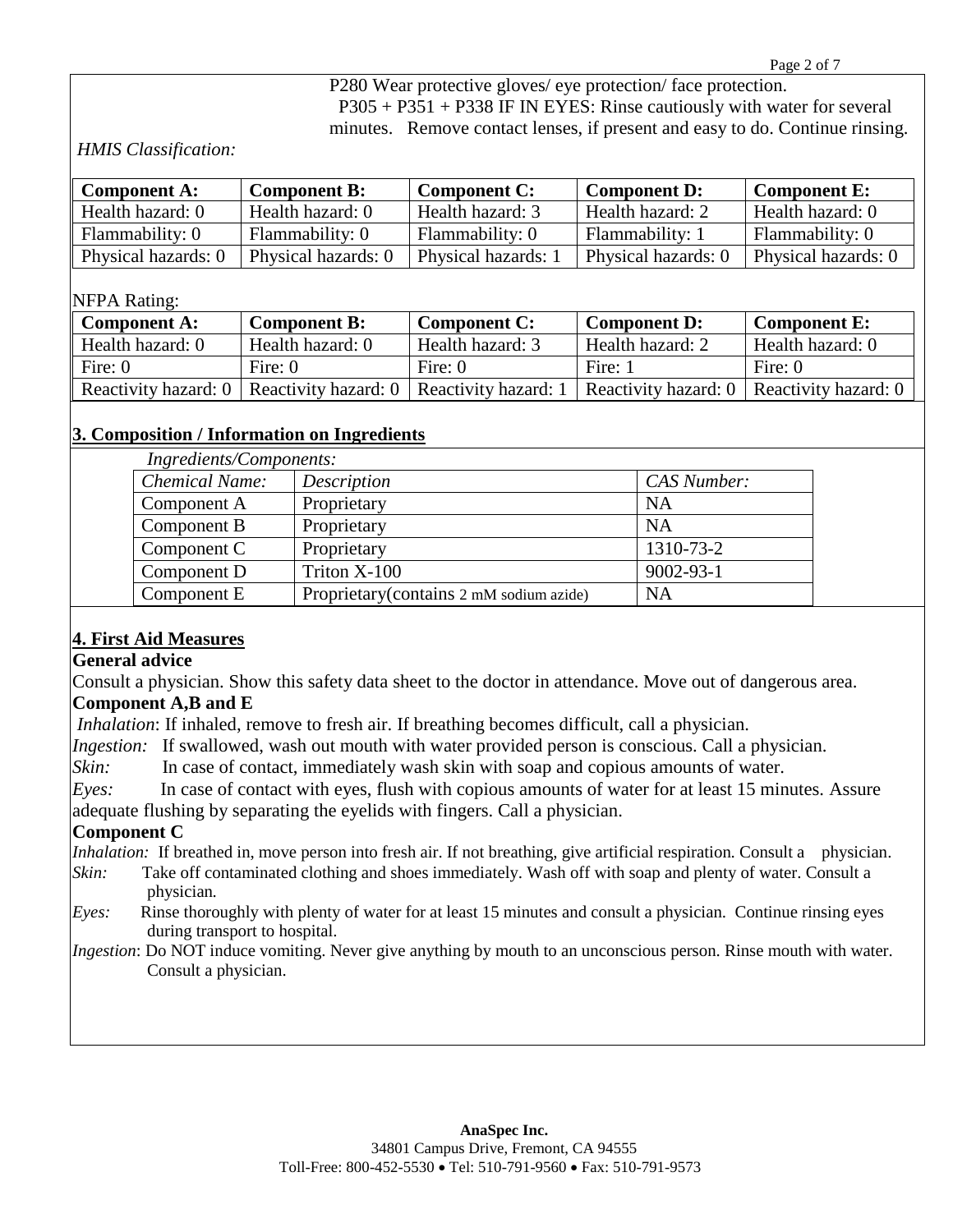P280 Wear protective gloves/ eye protection/ face protection.
P305 + P351 + P338 IF IN EYES: Rinse cautiously with water for several minutes. Remove contact lenses, if present and easy to do. Continue rinsing.

*HMIS Classification:*

| **Component A:** | **Component B:** | **Component C:** | **Component D:** | **Component E:** |
|---|---|---|---|---|
| Health hazard: 0 | Health hazard: 0 | Health hazard: 3 | Health hazard: 2 | Health hazard: 0 |
| Flammability: 0 | Flammability: 0 | Flammability: 0 | Flammability: 1 | Flammability: 0 |
| Physical hazards: 0 | Physical hazards: 0 | Physical hazards: 1 | Physical hazards: 0 | Physical hazards: 0 |

NFPA Rating:

| **Component A:** | **Component B:** | **Component C:** | **Component D:** | **Component E:** |
|---|---|---|---|---|
| Health hazard: 0 | Health hazard: 0 | Health hazard: 3 | Health hazard: 2 | Health hazard: 0 |
| Fire: 0 | Fire: 0 | Fire: 0 | Fire: 1 | Fire: 0 |
| Reactivity hazard: 0 | Reactivity hazard: 0 | Reactivity hazard: 1 | Reactivity hazard: 0 | Reactivity hazard: 0 |

## 3. Composition / Information on Ingredients

*Ingredients/Components:*

| *Chemical Name:* | *Description* | *CAS Number:* |
|---|---|---|
| Component A | Proprietary | NA |
| Component B | Proprietary | NA |
| Component C | Proprietary | 1310-73-2 |
| Component D | Triton X-100 | 9002-93-1 |
| Component E | Proprietary(contains 2 mM sodium azide) | NA |

## 4. First Aid Measures

**General advice**

Consult a physician. Show this safety data sheet to the doctor in attendance. Move out of dangerous area.

**Component A,B and E**

*Inhalation*: If inhaled, remove to fresh air. If breathing becomes difficult, call a physician.

*Ingestion:* If swallowed, wash out mouth with water provided person is conscious. Call a physician.

*Skin:* In case of contact, immediately wash skin with soap and copious amounts of water.

*Eyes:* In case of contact with eyes, flush with copious amounts of water for at least 15 minutes. Assure adequate flushing by separating the eyelids with fingers. Call a physician.

**Component C**

*Inhalation:* If breathed in, move person into fresh air. If not breathing, give artificial respiration. Consult a physician.

*Skin:* Take off contaminated clothing and shoes immediately. Wash off with soap and plenty of water. Consult a physician.

*Eyes:* Rinse thoroughly with plenty of water for at least 15 minutes and consult a physician. Continue rinsing eyes during transport to hospital.

*Ingestion*: Do NOT induce vomiting. Never give anything by mouth to an unconscious person. Rinse mouth with water. Consult a physician.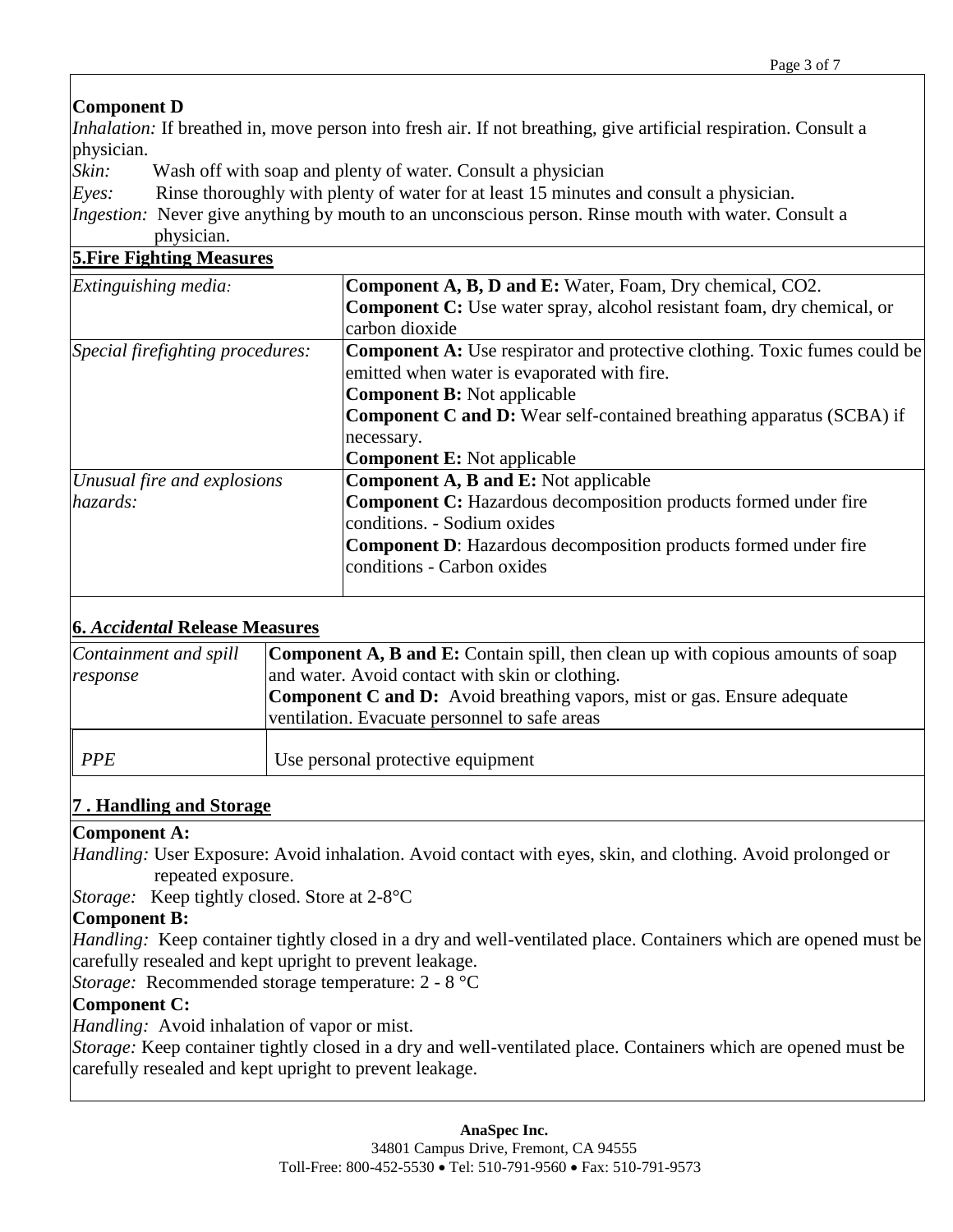**Component D**

*Inhalation:* If breathed in, move person into fresh air. If not breathing, give artificial respiration. Consult a physician.

*Skin:* Wash off with soap and plenty of water. Consult a physician

*Eyes:* Rinse thoroughly with plenty of water for at least 15 minutes and consult a physician.

*Ingestion:* Never give anything by mouth to an unconscious person. Rinse mouth with water. Consult a physician.

## 5.Fire Fighting Measures

| | |
|---|---|
| *Extinguishing media:* | **Component A, B, D and E:** Water, Foam, Dry chemical, $CO_2$.<br>**Component C:** Use water spray, alcohol resistant foam, dry chemical, or carbon dioxide |
| *Special firefighting procedures:* | **Component A:** Use respirator and protective clothing. Toxic fumes could be emitted when water is evaporated with fire.<br>**Component B:** Not applicable<br>**Component C and D:** Wear self-contained breathing apparatus (SCBA) if necessary.<br>**Component E:** Not applicable |
| *Unusual fire and explosions hazards:* | **Component A, B and E:** Not applicable<br>**Component C:** Hazardous decomposition products formed under fire conditions. - Sodium oxides<br>**Component D**: Hazardous decomposition products formed under fire conditions - Carbon oxides |

## 6. *Accidental* Release Measures

| | |
|---|---|
| *Containment and spill response* | **Component A, B and E:** Contain spill, then clean up with copious amounts of soap and water. Avoid contact with skin or clothing.<br>**Component C and D:** Avoid breathing vapors, mist or gas. Ensure adequate ventilation. Evacuate personnel to safe areas |
| *PPE* | Use personal protective equipment |

## 7 . Handling and Storage

**Component A:**

*Handling:* User Exposure: Avoid inhalation. Avoid contact with eyes, skin, and clothing. Avoid prolonged or repeated exposure.

*Storage:* Keep tightly closed. Store at 2-8°C

**Component B:**

*Handling:* Keep container tightly closed in a dry and well-ventilated place. Containers which are opened must be carefully resealed and kept upright to prevent leakage.

*Storage:* Recommended storage temperature: 2 - 8 °C

**Component C:**

*Handling:* Avoid inhalation of vapor or mist.

*Storage:* Keep container tightly closed in a dry and well-ventilated place. Containers which are opened must be carefully resealed and kept upright to prevent leakage.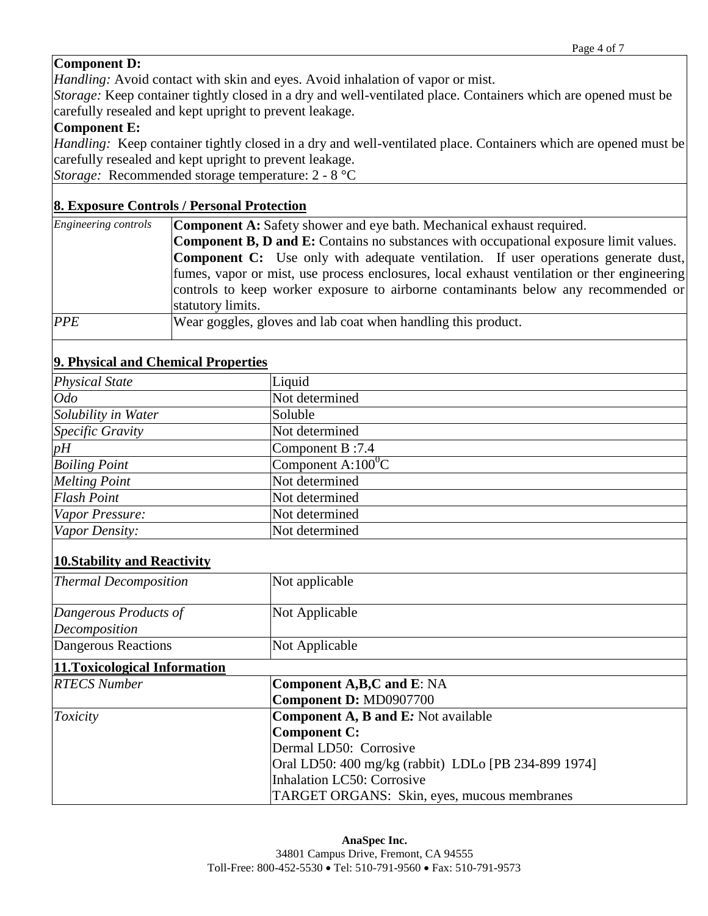**Component D:**

*Handling:* Avoid contact with skin and eyes. Avoid inhalation of vapor or mist.

*Storage:* Keep container tightly closed in a dry and well-ventilated place. Containers which are opened must be carefully resealed and kept upright to prevent leakage.

**Component E:**

*Handling:* Keep container tightly closed in a dry and well-ventilated place. Containers which are opened must be carefully resealed and kept upright to prevent leakage.

*Storage:* Recommended storage temperature: 2 - 8 °C

## 8. Exposure Controls / Personal Protection

| | |
|---|---|
| *Engineering controls* | **Component A:** Safety shower and eye bath. Mechanical exhaust required.<br>**Component B, D and E:** Contains no substances with occupational exposure limit values.<br>**Component C:** Use only with adequate ventilation. If user operations generate dust, fumes, vapor or mist, use process enclosures, local exhaust ventilation or ther engineering controls to keep worker exposure to airborne contaminants below any recommended or statutory limits. |
| *PPE* | Wear goggles, gloves and lab coat when handling this product. |

## 9. Physical and Chemical Properties

| | |
|---|---|
| *Physical State* | Liquid |
| *Odo* | Not determined |
| *Solubility in Water* | Soluble |
| *Specific Gravity* | Not determined |
| *pH* | Component B :7.4 |
| *Boiling Point* | Component A:$100^0$C |
| *Melting Point* | Not determined |
| *Flash Point* | Not determined |
| *Vapor Pressure:* | Not determined |
| *Vapor Density:* | Not determined |

## 10.Stability and Reactivity

| | |
|---|---|
| *Thermal Decomposition* | Not applicable |
| *Dangerous Products of Decomposition* | Not Applicable |
| Dangerous Reactions | Not Applicable |

## 11.Toxicological Information

| | |
|---|---|
| *RTECS Number* | **Component A,B,C and E**: NA<br>**Component D:** MD0907700 |
| *Toxicity* | **Component A, B and E:** Not available<br>**Component C:**<br>Dermal LD50: Corrosive<br>Oral LD50: 400 mg/kg (rabbit) LDLo [PB 234-899 1974]<br>Inhalation LC50: Corrosive<br>TARGET ORGANS: Skin, eyes, mucous membranes |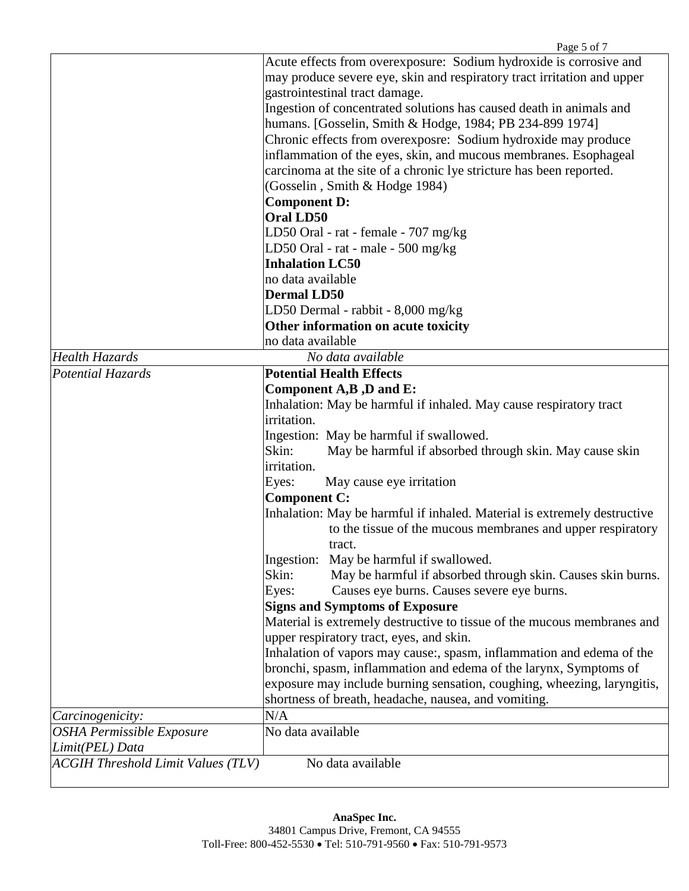| | |
|---|---|
| | Acute effects from overexposure: Sodium hydroxide is corrosive and may produce severe eye, skin and respiratory tract irritation and upper gastrointestinal tract damage.<br>Ingestion of concentrated solutions has caused death in animals and humans. [Gosselin, Smith & Hodge, 1984; PB 234-899 1974]<br>Chronic effects from overexposre: Sodium hydroxide may produce inflammation of the eyes, skin, and mucous membranes. Esophageal carcinoma at the site of a chronic lye stricture has been reported. (Gosselin , Smith & Hodge 1984)<br>**Component D:**<br>**Oral LD50**<br>LD50 Oral - rat - female - 707 mg/kg<br>LD50 Oral - rat - male - 500 mg/kg<br>**Inhalation LC50**<br>no data available<br>**Dermal LD50**<br>LD50 Dermal - rabbit - 8,000 mg/kg<br>**Other information on acute toxicity**<br>no data available |
| *Health Hazards* | *No data available* |
| *Potential Hazards* | **Potential Health Effects**<br>**Component A,B ,D and E:**<br>Inhalation: May be harmful if inhaled. May cause respiratory tract irritation.<br>Ingestion: May be harmful if swallowed.<br>Skin: May be harmful if absorbed through skin. May cause skin irritation.<br>Eyes: May cause eye irritation<br>**Component C:**<br>Inhalation: May be harmful if inhaled. Material is extremely destructive to the tissue of the mucous membranes and upper respiratory tract.<br>Ingestion: May be harmful if swallowed.<br>Skin: May be harmful if absorbed through skin. Causes skin burns.<br>Eyes: Causes eye burns. Causes severe eye burns.<br>**Signs and Symptoms of Exposure**<br>Material is extremely destructive to tissue of the mucous membranes and upper respiratory tract, eyes, and skin.<br>Inhalation of vapors may cause:, spasm, inflammation and edema of the bronchi, spasm, inflammation and edema of the larynx, Symptoms of exposure may include burning sensation, coughing, wheezing, laryngitis, shortness of breath, headache, nausea, and vomiting. |
| *Carcinogenicity:* | N/A |
| *OSHA Permissible Exposure Limit(PEL) Data* | No data available |
| *ACGIH Threshold Limit Values (TLV)* | No data available |

**AnaSpec Inc.**
34801 Campus Drive, Fremont, CA 94555
Toll-Free: 800-452-5530 • Tel: 510-791-9560 • Fax: 510-791-9573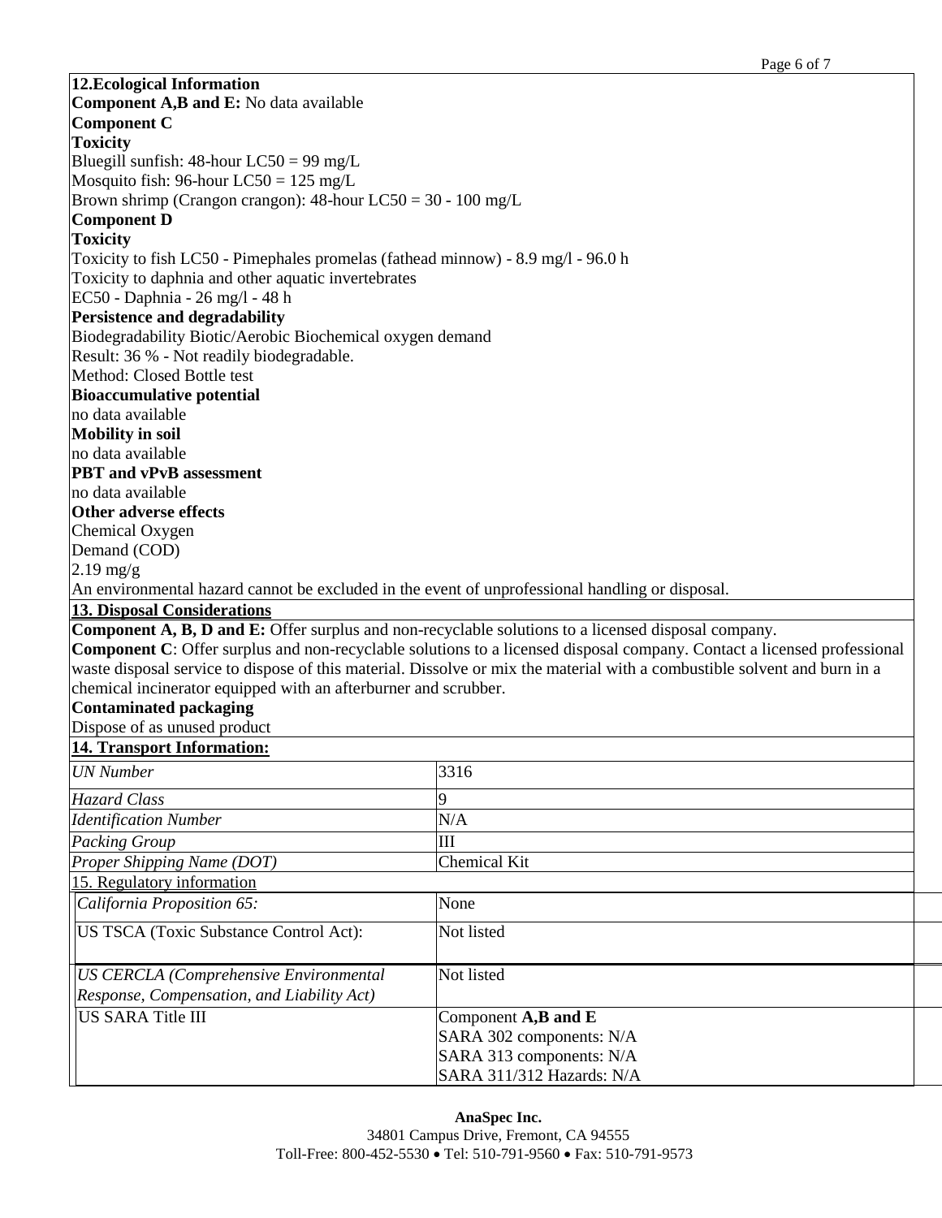## 12.Ecological Information

**Component A,B and E:** No data available

**Component C**

**Toxicity**

Bluegill sunfish: 48-hour LC50 = 99 mg/L
Mosquito fish: 96-hour LC50 = 125 mg/L
Brown shrimp (Crangon crangon): 48-hour LC50 = 30 - 100 mg/L

**Component D**

**Toxicity**

Toxicity to fish LC50 - Pimephales promelas (fathead minnow) - 8.9 mg/l - 96.0 h
Toxicity to daphnia and other aquatic invertebrates
EC50 - Daphnia - 26 mg/l - 48 h

**Persistence and degradability**

Biodegradability Biotic/Aerobic Biochemical oxygen demand
Result: 36 % - Not readily biodegradable.
Method: Closed Bottle test

**Bioaccumulative potential**

no data available

**Mobility in soil**

no data available

**PBT and vPvB assessment**

no data available

**Other adverse effects**

Chemical Oxygen
Demand (COD)
2.19 mg/g

An environmental hazard cannot be excluded in the event of unprofessional handling or disposal.

## 13. Disposal Considerations

**Component A, B, D and E:** Offer surplus and non-recyclable solutions to a licensed disposal company.

**Component C**: Offer surplus and non-recyclable solutions to a licensed disposal company. Contact a licensed professional waste disposal service to dispose of this material. Dissolve or mix the material with a combustible solvent and burn in a chemical incinerator equipped with an afterburner and scrubber.

**Contaminated packaging**

Dispose of as unused product

## 14. Transport Information:

| | |
|---|---|
| *UN Number* | 3316 |
| *Hazard Class* | 9 |
| *Identification Number* | N/A |
| *Packing Group* | III |
| *Proper Shipping Name (DOT)* | Chemical Kit |

## 15. Regulatory information

| | |
|---|---|
| *California Proposition 65:* | None |
| US TSCA (Toxic Substance Control Act): | Not listed |
| *US CERCLA (Comprehensive Environmental Response, Compensation, and Liability Act)* | Not listed |
| US SARA Title III | Component **A,B and E**<br>SARA 302 components: N/A<br>SARA 313 components: N/A<br>SARA 311/312 Hazards: N/A |

**AnaSpec Inc.**
34801 Campus Drive, Fremont, CA 94555
Toll-Free: 800-452-5530 • Tel: 510-791-9560 • Fax: 510-791-9573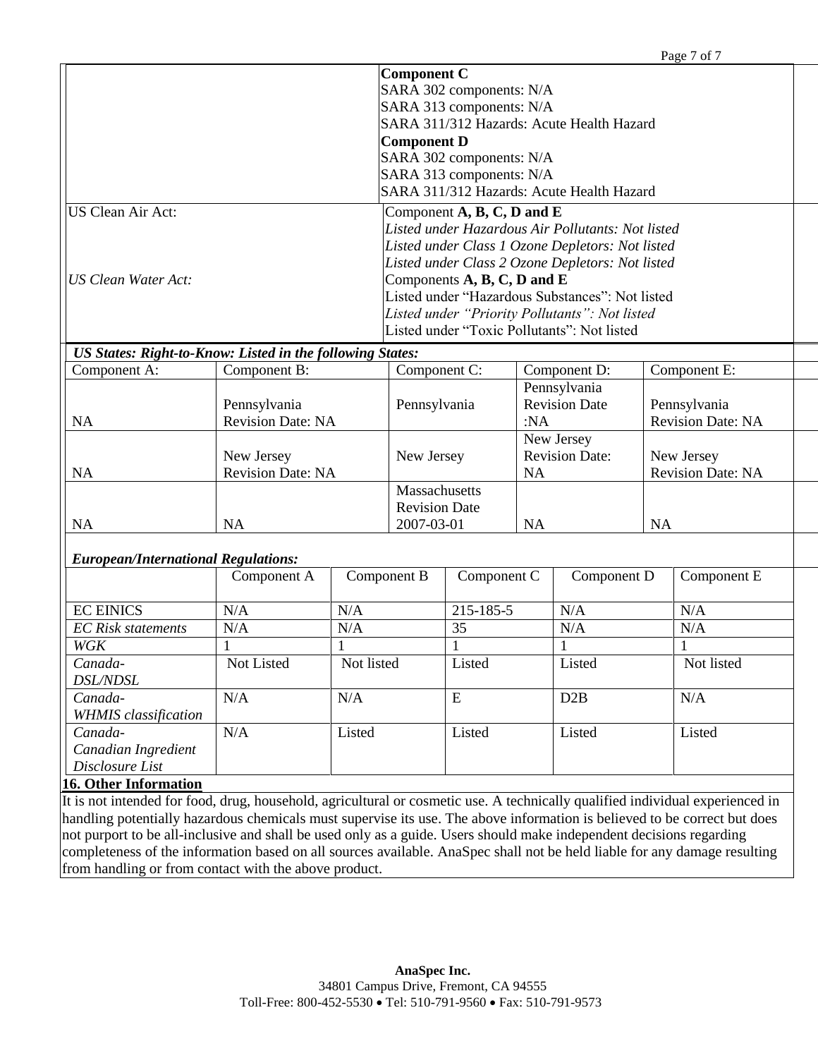| | |
|---|---|
| | **Component C**<br>SARA 302 components: N/A<br>SARA 313 components: N/A<br>SARA 311/312 Hazards: Acute Health Hazard<br>**Component D**<br>SARA 302 components: N/A<br>SARA 313 components: N/A<br>SARA 311/312 Hazards: Acute Health Hazard |
| US Clean Air Act: | Component **A, B, C, D and E**<br>*Listed under Hazardous Air Pollutants: Not listed*<br>*Listed under Class 1 Ozone Depletors: Not listed*<br>*Listed under Class 2 Ozone Depletors: Not listed* |
| *US Clean Water Act:* | Components **A, B, C, D and E**<br>Listed under "Hazardous Substances": Not listed<br>*Listed under "Priority Pollutants": Not listed*<br>Listed under "Toxic Pollutants": Not listed |

***US States: Right-to-Know: Listed in the following States:***

| Component A: | Component B: | Component C: | Component D: | Component E: |
|---|---|---|---|---|
| NA | Pennsylvania<br>Revision Date: NA | Pennsylvania | Pennsylvania<br>Revision Date<br>:NA | Pennsylvania<br>Revision Date: NA |
| NA | New Jersey<br>Revision Date: NA | New Jersey | New Jersey<br>Revision Date:<br>NA | New Jersey<br>Revision Date: NA |
| NA | NA | Massachusetts<br>Revision Date<br>2007-03-01 | NA | NA |

***European/International Regulations:***

| | Component A | Component B | Component C | Component D | Component E |
|---|---|---|---|---|---|
| EC EINICS | N/A | N/A | 215-185-5 | N/A | N/A |
| *EC Risk statements* | N/A | N/A | 35 | N/A | N/A |
| *WGK* | 1 | 1 | 1 | 1 | 1 |
| *Canada-DSL/NDSL* | Not Listed | Not listed | Listed | Listed | Not listed |
| *Canada-WHMIS classification* | N/A | N/A | E | D2B | N/A |
| *Canada-Canadian Ingredient Disclosure List* | N/A | Listed | Listed | Listed | Listed |

**16. Other Information**

It is not intended for food, drug, household, agricultural or cosmetic use. A technically qualified individual experienced in handling potentially hazardous chemicals must supervise its use. The above information is believed to be correct but does not purport to be all-inclusive and shall be used only as a guide. Users should make independent decisions regarding completeness of the information based on all sources available. AnaSpec shall not be held liable for any damage resulting from handling or from contact with the above product.

**AnaSpec Inc.**
34801 Campus Drive, Fremont, CA 94555
Toll-Free: 800-452-5530 • Tel: 510-791-9560 • Fax: 510-791-9573